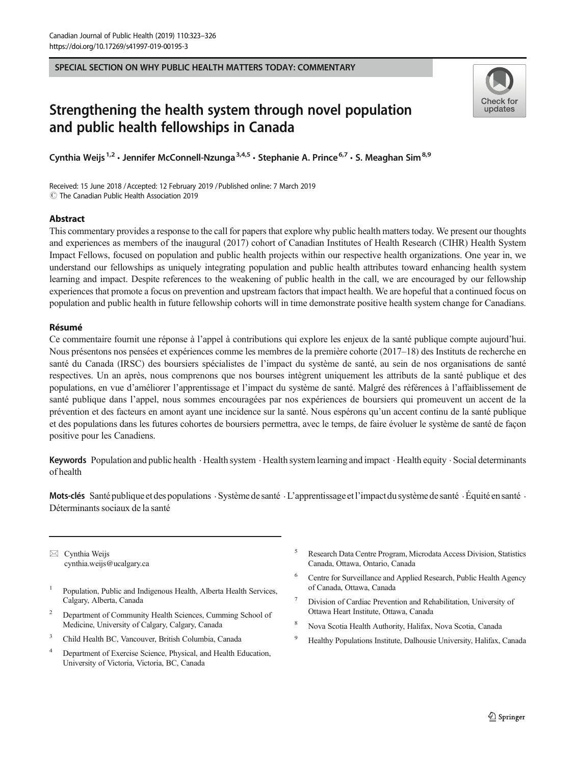SPECIAL SECTION ON WHY PUBLIC HEALTH MATTERS TODAY: COMMENTARY

# Strengthening the health system through novel population and public health fellowships in Canada

Cynthia Weijs [1,2] · Jennifer McConnell-Nzunga [3,4,5] · Stephanie A. Prince [6,7] · S. Meaghan Sim [8,9]

Received: 15 June 2018 / Accepted: 12 February 2019 / Published online: 7 March 2019
© The Canadian Public Health Association 2019

## Abstract

This commentary provides a response to the call for papers that explore why public health matters today. We present our thoughts and experiences as members of the inaugural (2017) cohort of Canadian Institutes of Health Research (CIHR) Health System Impact Fellows, focused on population and public health projects within our respective health organizations. One year in, we understand our fellowships as uniquely integrating population and public health attributes toward enhancing health system learning and impact. Despite references to the weakening of public health in the call, we are encouraged by our fellowship experiences that promote a focus on prevention and upstream factors that impact health. We are hopeful that a continued focus on population and public health in future fellowship cohorts will in time demonstrate positive health system change for Canadians.

## Résumé

Ce commentaire fournit une réponse à l'appel à contributions qui explore les enjeux de la santé publique compte aujourd'hui. Nous présentons nos pensées et expériences comme les membres de la première cohorte (2017–18) des Instituts de recherche en santé du Canada (IRSC) des boursiers spécialistes de l'impact du système de santé, au sein de nos organisations de santé respectives. Un an après, nous comprenons que nos bourses intègrent uniquement les attributs de la santé publique et des populations, en vue d'améliorer l'apprentissage et l'impact du système de santé. Malgré des références à l'affaiblissement de santé publique dans l'appel, nous sommes encouragées par nos expériences de boursiers qui promeuvent un accent de la prévention et des facteurs en amont ayant une incidence sur la santé. Nous espérons qu'un accent continu de la santé publique et des populations dans les futures cohortes de boursiers permettra, avec le temps, de faire évoluer le système de santé de façon positive pour les Canadiens.

**Keywords** Population and public health · Health system · Health system learning and impact · Health equity · Social determinants of health

**Mots-clés** Santé publique et des populations · Système de santé · L'apprentissage et l'impact du système de santé · Équité en santé · Déterminants sociaux de la santé

---

✉ Cynthia Weijs
cynthia.weijs@ucalgary.ca

1. Population, Public and Indigenous Health, Alberta Health Services, Calgary, Alberta, Canada
2. Department of Community Health Sciences, Cumming School of Medicine, University of Calgary, Calgary, Canada
3. Child Health BC, Vancouver, British Columbia, Canada
4. Department of Exercise Science, Physical, and Health Education, University of Victoria, Victoria, BC, Canada
5. Research Data Centre Program, Microdata Access Division, Statistics Canada, Ottawa, Ontario, Canada
6. Centre for Surveillance and Applied Research, Public Health Agency of Canada, Ottawa, Canada
7. Division of Cardiac Prevention and Rehabilitation, University of Ottawa Heart Institute, Ottawa, Canada
8. Nova Scotia Health Authority, Halifax, Nova Scotia, Canada
9. Healthy Populations Institute, Dalhousie University, Halifax, Canada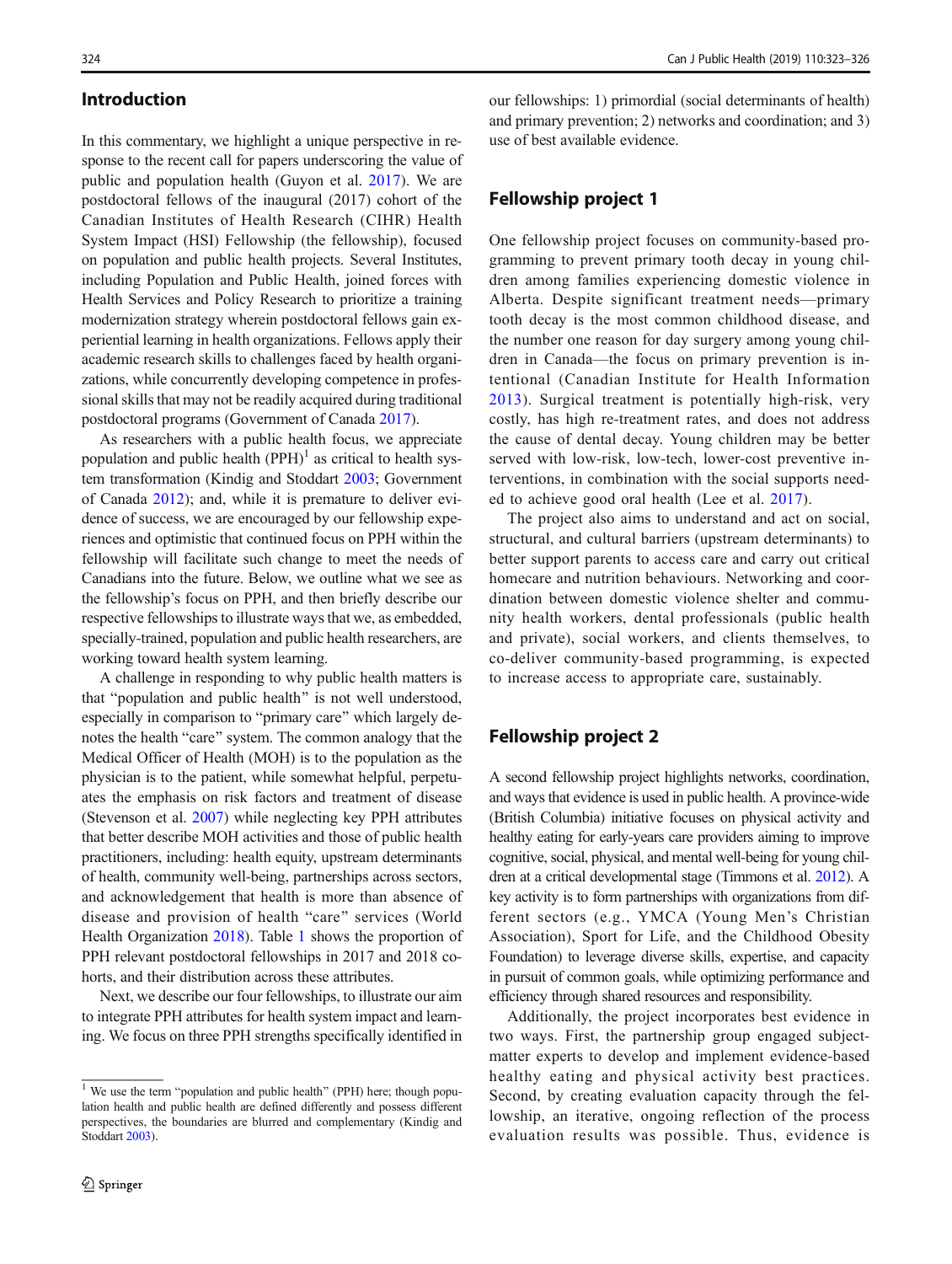## Introduction

In this commentary, we highlight a unique perspective in response to the recent call for papers underscoring the value of public and population health (Guyon et al. 2017). We are postdoctoral fellows of the inaugural (2017) cohort of the Canadian Institutes of Health Research (CIHR) Health System Impact (HSI) Fellowship (the fellowship), focused on population and public health projects. Several Institutes, including Population and Public Health, joined forces with Health Services and Policy Research to prioritize a training modernization strategy wherein postdoctoral fellows gain experiential learning in health organizations. Fellows apply their academic research skills to challenges faced by health organizations, while concurrently developing competence in professional skills that may not be readily acquired during traditional postdoctoral programs (Government of Canada 2017).

As researchers with a public health focus, we appreciate population and public health (PPH)[1] as critical to health system transformation (Kindig and Stoddart 2003; Government of Canada 2012); and, while it is premature to deliver evidence of success, we are encouraged by our fellowship experiences and optimistic that continued focus on PPH within the fellowship will facilitate such change to meet the needs of Canadians into the future. Below, we outline what we see as the fellowship's focus on PPH, and then briefly describe our respective fellowships to illustrate ways that we, as embedded, specially-trained, population and public health researchers, are working toward health system learning.

A challenge in responding to why public health matters is that "population and public health" is not well understood, especially in comparison to "primary care" which largely denotes the health "care" system. The common analogy that the Medical Officer of Health (MOH) is to the population as the physician is to the patient, while somewhat helpful, perpetuates the emphasis on risk factors and treatment of disease (Stevenson et al. 2007) while neglecting key PPH attributes that better describe MOH activities and those of public health practitioners, including: health equity, upstream determinants of health, community well-being, partnerships across sectors, and acknowledgement that health is more than absence of disease and provision of health "care" services (World Health Organization 2018). Table 1 shows the proportion of PPH relevant postdoctoral fellowships in 2017 and 2018 cohorts, and their distribution across these attributes.

Next, we describe our four fellowships, to illustrate our aim to integrate PPH attributes for health system impact and learning. We focus on three PPH strengths specifically identified in our fellowships: 1) primordial (social determinants of health) and primary prevention; 2) networks and coordination; and 3) use of best available evidence.

## Fellowship project 1

One fellowship project focuses on community-based programming to prevent primary tooth decay in young children among families experiencing domestic violence in Alberta. Despite significant treatment needs—primary tooth decay is the most common childhood disease, and the number one reason for day surgery among young children in Canada—the focus on primary prevention is intentional (Canadian Institute for Health Information 2013). Surgical treatment is potentially high-risk, very costly, has high re-treatment rates, and does not address the cause of dental decay. Young children may be better served with low-risk, low-tech, lower-cost preventive interventions, in combination with the social supports needed to achieve good oral health (Lee et al. 2017).

The project also aims to understand and act on social, structural, and cultural barriers (upstream determinants) to better support parents to access care and carry out critical homecare and nutrition behaviours. Networking and coordination between domestic violence shelter and community health workers, dental professionals (public health and private), social workers, and clients themselves, to co-deliver community-based programming, is expected to increase access to appropriate care, sustainably.

## Fellowship project 2

A second fellowship project highlights networks, coordination, and ways that evidence is used in public health. A province-wide (British Columbia) initiative focuses on physical activity and healthy eating for early-years care providers aiming to improve cognitive, social, physical, and mental well-being for young children at a critical developmental stage (Timmons et al. 2012). A key activity is to form partnerships with organizations from different sectors (e.g., YMCA (Young Men's Christian Association), Sport for Life, and the Childhood Obesity Foundation) to leverage diverse skills, expertise, and capacity in pursuit of common goals, while optimizing performance and efficiency through shared resources and responsibility.

Additionally, the project incorporates best evidence in two ways. First, the partnership group engaged subject-matter experts to develop and implement evidence-based healthy eating and physical activity best practices. Second, by creating evaluation capacity through the fellowship, an iterative, ongoing reflection of the process evaluation results was possible. Thus, evidence is

[1] We use the term "population and public health" (PPH) here; though population health and public health are defined differently and possess different perspectives, the boundaries are blurred and complementary (Kindig and Stoddart 2003).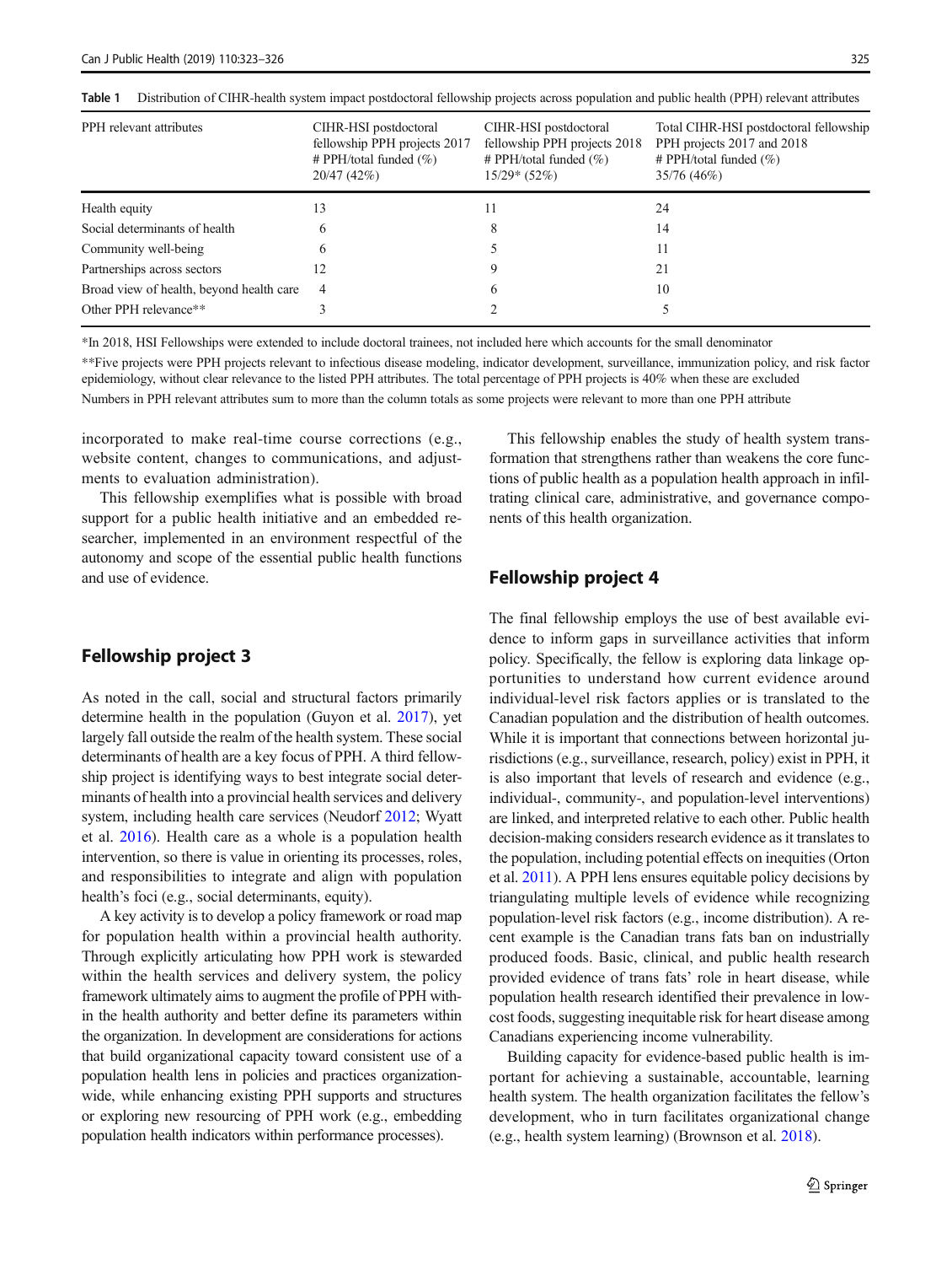Table 1 Distribution of CIHR-health system impact postdoctoral fellowship projects across population and public health (PPH) relevant attributes

| PPH relevant attributes | CIHR-HSI postdoctoral fellowship PPH projects 2017 # PPH/total funded (%) 20/47 (42%) | CIHR-HSI postdoctoral fellowship PPH projects 2018 # PPH/total funded (%) 15/29* (52%) | Total CIHR-HSI postdoctoral fellowship PPH projects 2017 and 2018 # PPH/total funded (%) 35/76 (46%) |
|---|---|---|---|
| Health equity | 13 | 11 | 24 |
| Social determinants of health | 6 | 8 | 14 |
| Community well-being | 6 | 5 | 11 |
| Partnerships across sectors | 12 | 9 | 21 |
| Broad view of health, beyond health care | 4 | 6 | 10 |
| Other PPH relevance** | 3 | 2 | 5 |

*In 2018, HSI Fellowships were extended to include doctoral trainees, not included here which accounts for the small denominator

**Five projects were PPH projects relevant to infectious disease modeling, indicator development, surveillance, immunization policy, and risk factor epidemiology, without clear relevance to the listed PPH attributes. The total percentage of PPH projects is 40% when these are excluded

Numbers in PPH relevant attributes sum to more than the column totals as some projects were relevant to more than one PPH attribute

incorporated to make real-time course corrections (e.g., website content, changes to communications, and adjustments to evaluation administration).

This fellowship exemplifies what is possible with broad support for a public health initiative and an embedded researcher, implemented in an environment respectful of the autonomy and scope of the essential public health functions and use of evidence.

## Fellowship project 3

As noted in the call, social and structural factors primarily determine health in the population (Guyon et al. 2017), yet largely fall outside the realm of the health system. These social determinants of health are a key focus of PPH. A third fellowship project is identifying ways to best integrate social determinants of health into a provincial health services and delivery system, including health care services (Neudorf 2012; Wyatt et al. 2016). Health care as a whole is a population health intervention, so there is value in orienting its processes, roles, and responsibilities to integrate and align with population health's foci (e.g., social determinants, equity).

A key activity is to develop a policy framework or road map for population health within a provincial health authority. Through explicitly articulating how PPH work is stewarded within the health services and delivery system, the policy framework ultimately aims to augment the profile of PPH within the health authority and better define its parameters within the organization. In development are considerations for actions that build organizational capacity toward consistent use of a population health lens in policies and practices organization-wide, while enhancing existing PPH supports and structures or exploring new resourcing of PPH work (e.g., embedding population health indicators within performance processes).

This fellowship enables the study of health system transformation that strengthens rather than weakens the core functions of public health as a population health approach in infiltrating clinical care, administrative, and governance components of this health organization.

## Fellowship project 4

The final fellowship employs the use of best available evidence to inform gaps in surveillance activities that inform policy. Specifically, the fellow is exploring data linkage opportunities to understand how current evidence around individual-level risk factors applies or is translated to the Canadian population and the distribution of health outcomes. While it is important that connections between horizontal jurisdictions (e.g., surveillance, research, policy) exist in PPH, it is also important that levels of research and evidence (e.g., individual-, community-, and population-level interventions) are linked, and interpreted relative to each other. Public health decision-making considers research evidence as it translates to the population, including potential effects on inequities (Orton et al. 2011). A PPH lens ensures equitable policy decisions by triangulating multiple levels of evidence while recognizing population-level risk factors (e.g., income distribution). A recent example is the Canadian trans fats ban on industrially produced foods. Basic, clinical, and public health research provided evidence of trans fats' role in heart disease, while population health research identified their prevalence in low-cost foods, suggesting inequitable risk for heart disease among Canadians experiencing income vulnerability.

Building capacity for evidence-based public health is important for achieving a sustainable, accountable, learning health system. The health organization facilitates the fellow's development, who in turn facilitates organizational change (e.g., health system learning) (Brownson et al. 2018).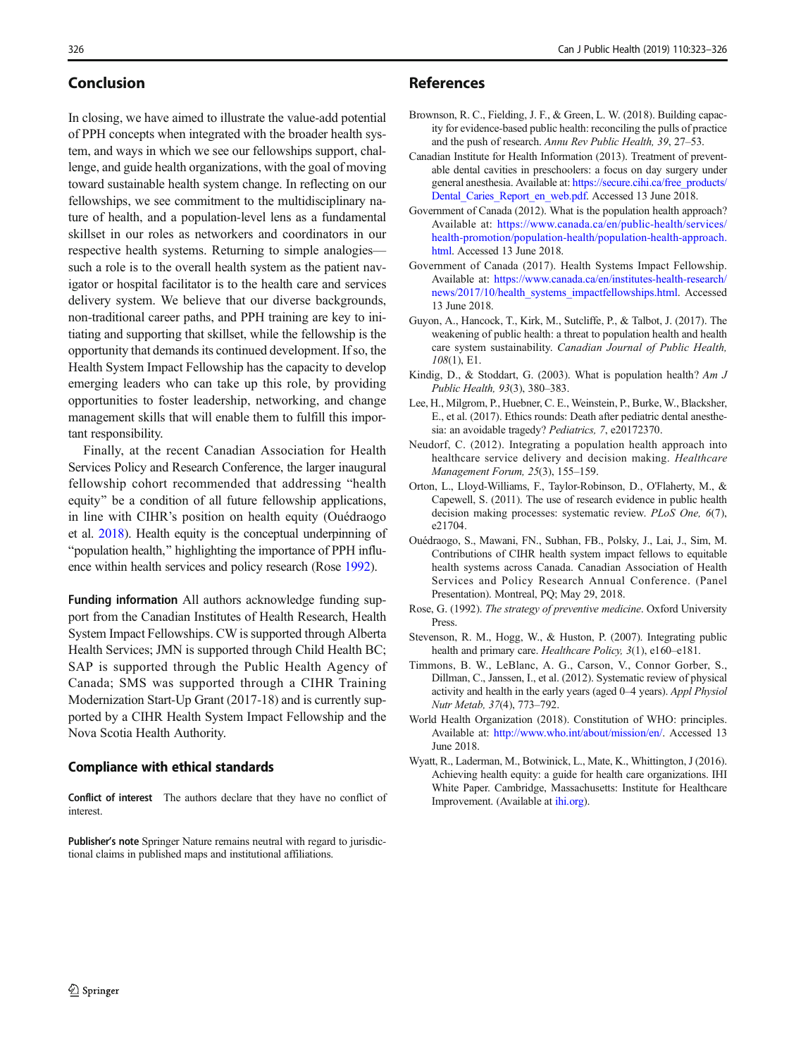## Conclusion

In closing, we have aimed to illustrate the value-add potential of PPH concepts when integrated with the broader health system, and ways in which we see our fellowships support, challenge, and guide health organizations, with the goal of moving toward sustainable health system change. In reflecting on our fellowships, we see commitment to the multidisciplinary nature of health, and a population-level lens as a fundamental skillset in our roles as networkers and coordinators in our respective health systems. Returning to simple analogies—such a role is to the overall health system as the patient navigator or hospital facilitator is to the health care and services delivery system. We believe that our diverse backgrounds, non-traditional career paths, and PPH training are key to initiating and supporting that skillset, while the fellowship is the opportunity that demands its continued development. If so, the Health System Impact Fellowship has the capacity to develop emerging leaders who can take up this role, by providing opportunities to foster leadership, networking, and change management skills that will enable them to fulfill this important responsibility.

Finally, at the recent Canadian Association for Health Services Policy and Research Conference, the larger inaugural fellowship cohort recommended that addressing "health equity" be a condition of all future fellowship applications, in line with CIHR's position on health equity (Ouédraogo et al. 2018). Health equity is the conceptual underpinning of "population health," highlighting the importance of PPH influence within health services and policy research (Rose 1992).

**Funding information** All authors acknowledge funding support from the Canadian Institutes of Health Research, Health System Impact Fellowships. CW is supported through Alberta Health Services; JMN is supported through Child Health BC; SAP is supported through the Public Health Agency of Canada; SMS was supported through a CIHR Training Modernization Start-Up Grant (2017-18) and is currently supported by a CIHR Health System Impact Fellowship and the Nova Scotia Health Authority.

### Compliance with ethical standards

**Conflict of interest** The authors declare that they have no conflict of interest.

**Publisher's note** Springer Nature remains neutral with regard to jurisdictional claims in published maps and institutional affiliations.

## References

Brownson, R. C., Fielding, J. F., & Green, L. W. (2018). Building capacity for evidence-based public health: reconciling the pulls of practice and the push of research. *Annu Rev Public Health, 39*, 27–53.

Canadian Institute for Health Information (2013). Treatment of preventable dental cavities in preschoolers: a focus on day surgery under general anesthesia. Available at: https://secure.cihi.ca/free_products/Dental_Caries_Report_en_web.pdf. Accessed 13 June 2018.

Government of Canada (2012). What is the population health approach? Available at: https://www.canada.ca/en/public-health/services/health-promotion/population-health/population-health-approach.html. Accessed 13 June 2018.

Government of Canada (2017). Health Systems Impact Fellowship. Available at: https://www.canada.ca/en/institutes-health-research/news/2017/10/health_systems_impactfellowships.html. Accessed 13 June 2018.

Guyon, A., Hancock, T., Kirk, M., Sutcliffe, P., & Talbot, J. (2017). The weakening of public health: a threat to population health and health care system sustainability. *Canadian Journal of Public Health, 108*(1), E1.

Kindig, D., & Stoddart, G. (2003). What is population health? *Am J Public Health, 93*(3), 380–383.

Lee, H., Milgrom, P., Huebner, C. E., Weinstein, P., Burke, W., Blacksher, E., et al. (2017). Ethics rounds: Death after pediatric dental anesthesia: an avoidable tragedy? *Pediatrics, 7*, e20172370.

Neudorf, C. (2012). Integrating a population health approach into healthcare service delivery and decision making. *Healthcare Management Forum, 25*(3), 155–159.

Orton, L., Lloyd-Williams, F., Taylor-Robinson, D., O'Flaherty, M., & Capewell, S. (2011). The use of research evidence in public health decision making processes: systematic review. *PLoS One, 6*(7), e21704.

Ouédraogo, S., Mawani, FN., Subhan, FB., Polsky, J., Lai, J., Sim, M. Contributions of CIHR health system impact fellows to equitable health systems across Canada. Canadian Association of Health Services and Policy Research Annual Conference. (Panel Presentation). Montreal, PQ; May 29, 2018.

Rose, G. (1992). *The strategy of preventive medicine*. Oxford University Press.

Stevenson, R. M., Hogg, W., & Huston, P. (2007). Integrating public health and primary care. *Healthcare Policy, 3*(1), e160–e181.

Timmons, B. W., LeBlanc, A. G., Carson, V., Connor Gorber, S., Dillman, C., Janssen, I., et al. (2012). Systematic review of physical activity and health in the early years (aged 0–4 years). *Appl Physiol Nutr Metab, 37*(4), 773–792.

World Health Organization (2018). Constitution of WHO: principles. Available at: http://www.who.int/about/mission/en/. Accessed 13 June 2018.

Wyatt, R., Laderman, M., Botwinick, L., Mate, K., Whittington, J (2016). Achieving health equity: a guide for health care organizations. IHI White Paper. Cambridge, Massachusetts: Institute for Healthcare Improvement. (Available at ihi.org).